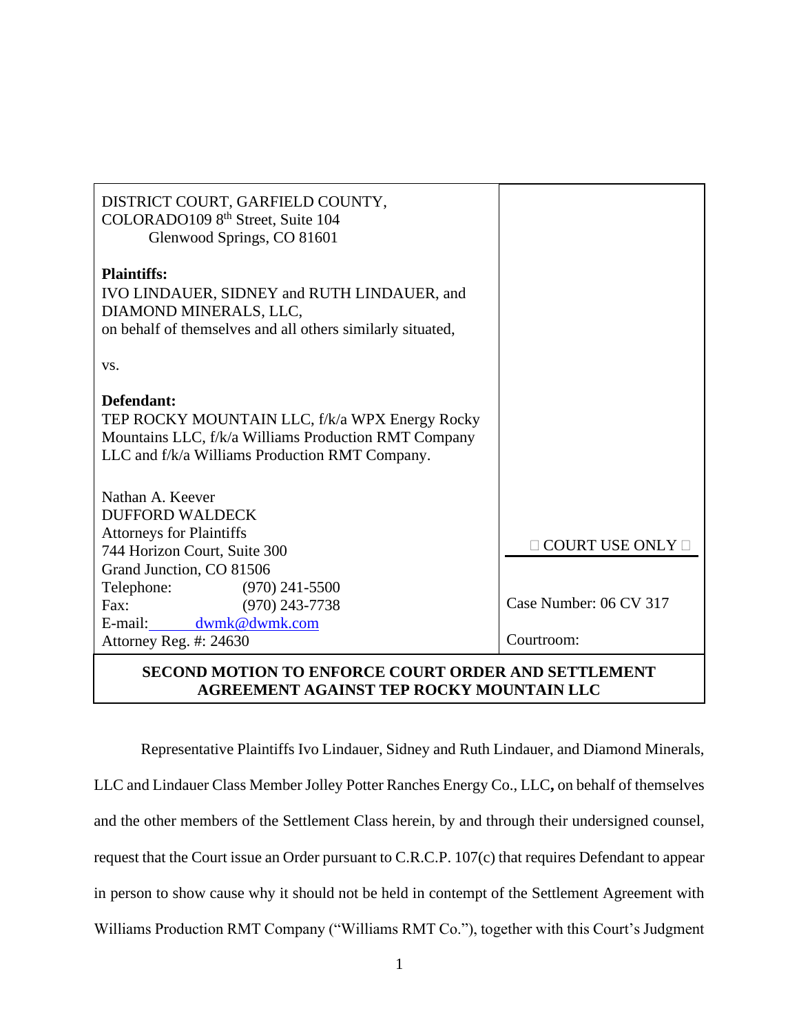| | |
|---|---|
| DISTRICT COURT, GARFIELD COUNTY, COLORADO109 8th Street, Suite 104<br>Glenwood Springs, CO 81601<br><br>**Plaintiffs:**<br>IVO LINDAUER, SIDNEY and RUTH LINDAUER, and DIAMOND MINERALS, LLC,<br>on behalf of themselves and all others similarly situated,<br><br>vs.<br><br>**Defendant:**<br>TEP ROCKY MOUNTAIN LLC, f/k/a WPX Energy Rocky Mountains LLC, f/k/a Williams Production RMT Company LLC and f/k/a Williams Production RMT Company. | |
| Nathan A. Keever<br>DUFFORD WALDECK<br>Attorneys for Plaintiffs<br>744 Horizon Court, Suite 300<br>Grand Junction, CO 81506<br>Telephone: (970) 241-5500<br>Fax: (970) 243-7738<br>E-mail: dwmk@dwmk.com<br>Attorney Reg. #: 24630 | COURT USE ONLY<br><br>Case Number: 06 CV 317<br><br>Courtroom: |

**SECOND MOTION TO ENFORCE COURT ORDER AND SETTLEMENT AGREEMENT AGAINST TEP ROCKY MOUNTAIN LLC**

Representative Plaintiffs Ivo Lindauer, Sidney and Ruth Lindauer, and Diamond Minerals, LLC and Lindauer Class Member Jolley Potter Ranches Energy Co., LLC**,** on behalf of themselves and the other members of the Settlement Class herein, by and through their undersigned counsel, request that the Court issue an Order pursuant to C.R.C.P. 107(c) that requires Defendant to appear in person to show cause why it should not be held in contempt of the Settlement Agreement with Williams Production RMT Company ("Williams RMT Co."), together with this Court's Judgment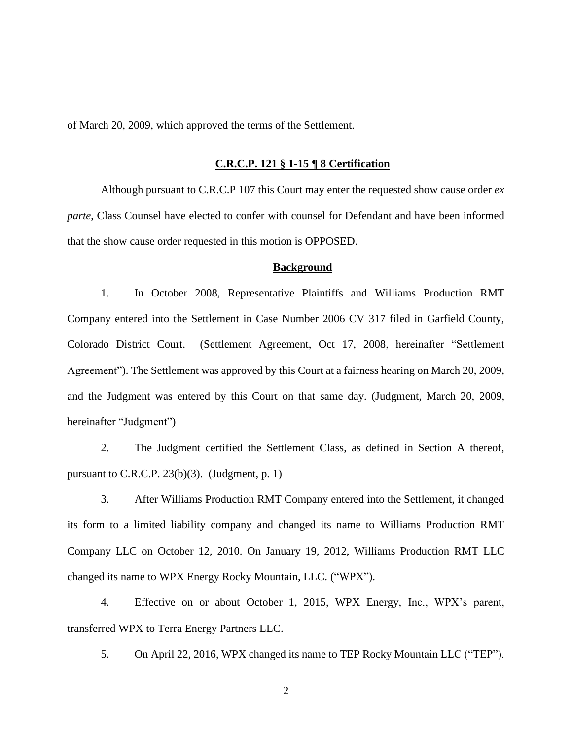of March 20, 2009, which approved the terms of the Settlement.

## **C.R.C.P. 121 § 1-15 ¶ 8 Certification**

Although pursuant to C.R.C.P 107 this Court may enter the requested show cause order *ex parte*, Class Counsel have elected to confer with counsel for Defendant and have been informed that the show cause order requested in this motion is OPPOSED.

## **Background**

1. In October 2008, Representative Plaintiffs and Williams Production RMT Company entered into the Settlement in Case Number 2006 CV 317 filed in Garfield County, Colorado District Court. (Settlement Agreement, Oct 17, 2008, hereinafter "Settlement Agreement"). The Settlement was approved by this Court at a fairness hearing on March 20, 2009, and the Judgment was entered by this Court on that same day. (Judgment, March 20, 2009, hereinafter "Judgment")

2. The Judgment certified the Settlement Class, as defined in Section A thereof, pursuant to C.R.C.P. 23(b)(3). (Judgment, p. 1)

3. After Williams Production RMT Company entered into the Settlement, it changed its form to a limited liability company and changed its name to Williams Production RMT Company LLC on October 12, 2010. On January 19, 2012, Williams Production RMT LLC changed its name to WPX Energy Rocky Mountain, LLC. ("WPX").

4. Effective on or about October 1, 2015, WPX Energy, Inc., WPX's parent, transferred WPX to Terra Energy Partners LLC.

5. On April 22, 2016, WPX changed its name to TEP Rocky Mountain LLC ("TEP").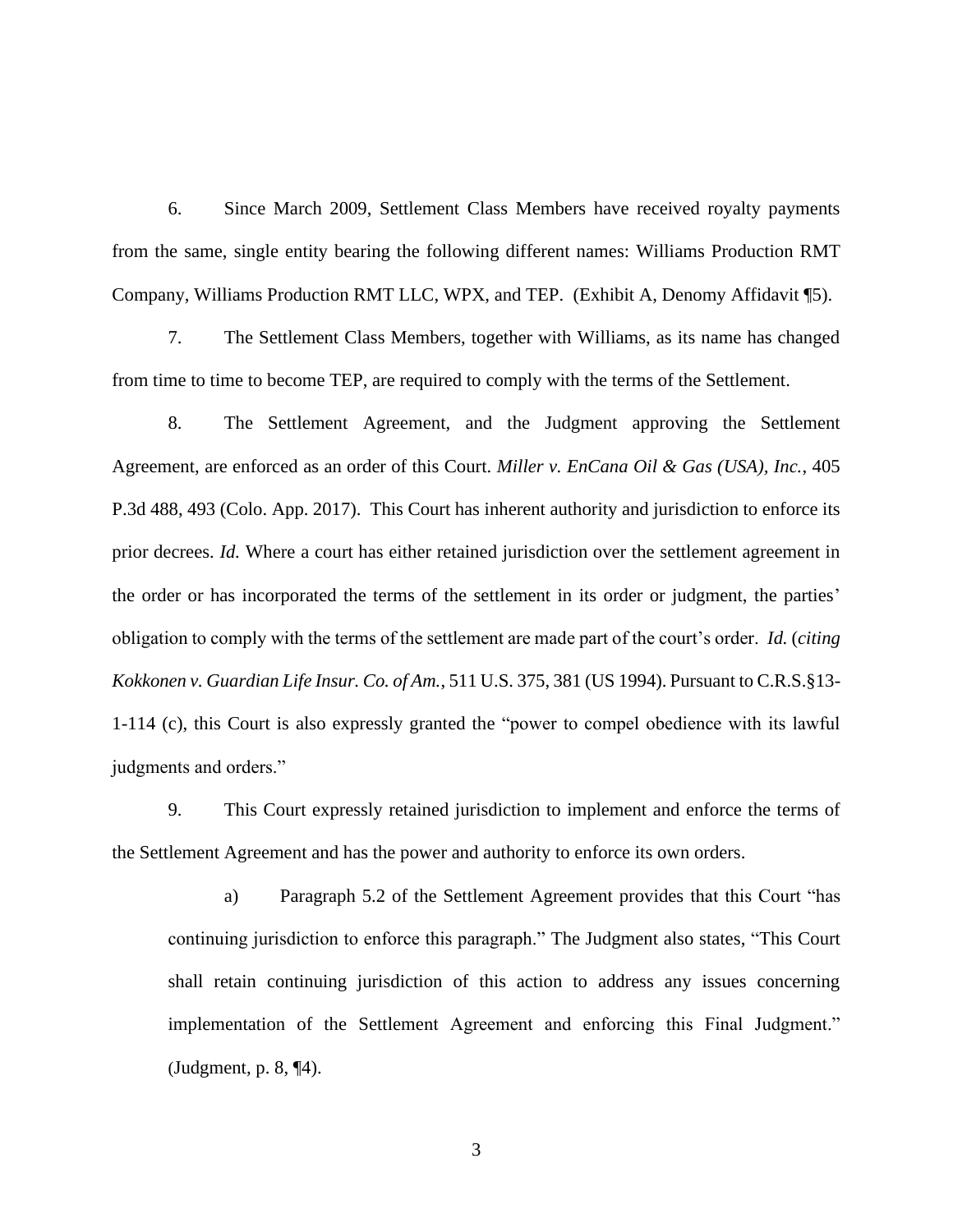6. Since March 2009, Settlement Class Members have received royalty payments from the same, single entity bearing the following different names: Williams Production RMT Company, Williams Production RMT LLC, WPX, and TEP. (Exhibit A, Denomy Affidavit ¶5).

7. The Settlement Class Members, together with Williams, as its name has changed from time to time to become TEP, are required to comply with the terms of the Settlement.

8. The Settlement Agreement, and the Judgment approving the Settlement Agreement, are enforced as an order of this Court. *Miller v. EnCana Oil & Gas (USA), Inc.*, 405 P.3d 488, 493 (Colo. App. 2017). This Court has inherent authority and jurisdiction to enforce its prior decrees. *Id.* Where a court has either retained jurisdiction over the settlement agreement in the order or has incorporated the terms of the settlement in its order or judgment, the parties' obligation to comply with the terms of the settlement are made part of the court's order. *Id.* (*citing Kokkonen v. Guardian Life Insur. Co. of Am.*, 511 U.S. 375, 381 (US 1994). Pursuant to C.R.S.§13-1-114 (c), this Court is also expressly granted the "power to compel obedience with its lawful judgments and orders."

9. This Court expressly retained jurisdiction to implement and enforce the terms of the Settlement Agreement and has the power and authority to enforce its own orders.

a) Paragraph 5.2 of the Settlement Agreement provides that this Court "has continuing jurisdiction to enforce this paragraph." The Judgment also states, "This Court shall retain continuing jurisdiction of this action to address any issues concerning implementation of the Settlement Agreement and enforcing this Final Judgment." (Judgment, p. 8, ¶4).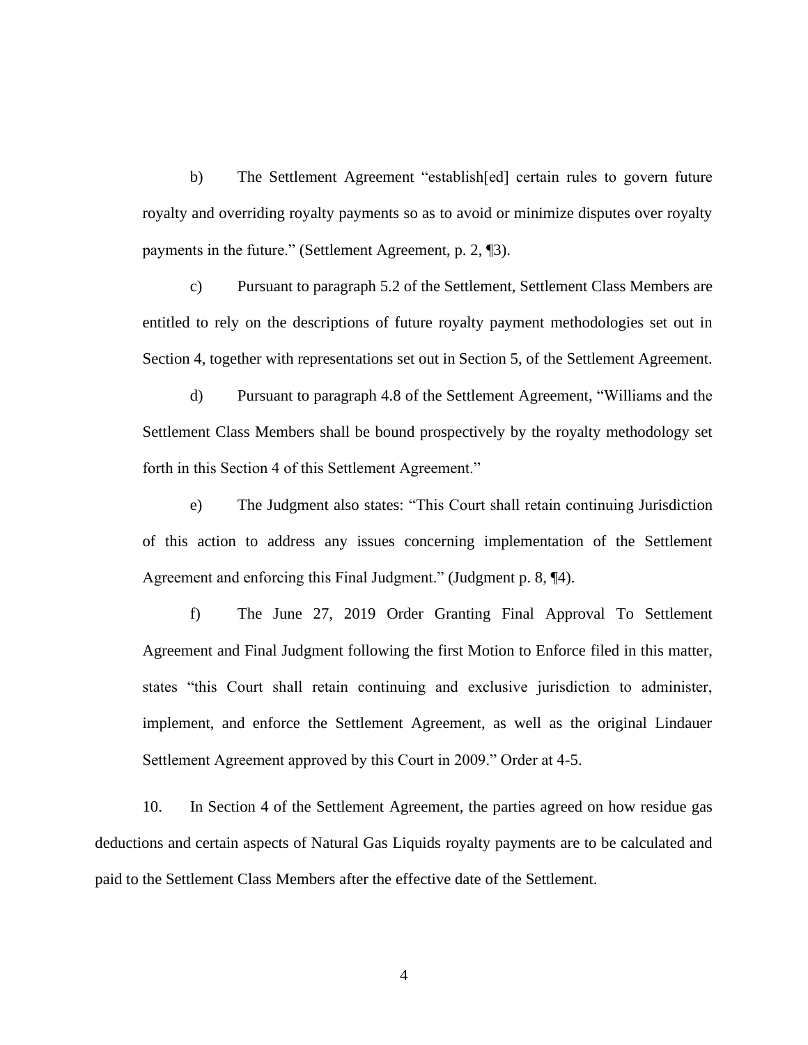b) The Settlement Agreement "establish[ed] certain rules to govern future royalty and overriding royalty payments so as to avoid or minimize disputes over royalty payments in the future." (Settlement Agreement, p. 2, ¶3).

c) Pursuant to paragraph 5.2 of the Settlement, Settlement Class Members are entitled to rely on the descriptions of future royalty payment methodologies set out in Section 4, together with representations set out in Section 5, of the Settlement Agreement.

d) Pursuant to paragraph 4.8 of the Settlement Agreement, "Williams and the Settlement Class Members shall be bound prospectively by the royalty methodology set forth in this Section 4 of this Settlement Agreement."

e) The Judgment also states: "This Court shall retain continuing Jurisdiction of this action to address any issues concerning implementation of the Settlement Agreement and enforcing this Final Judgment." (Judgment p. 8, ¶4).

f) The June 27, 2019 Order Granting Final Approval To Settlement Agreement and Final Judgment following the first Motion to Enforce filed in this matter, states "this Court shall retain continuing and exclusive jurisdiction to administer, implement, and enforce the Settlement Agreement, as well as the original Lindauer Settlement Agreement approved by this Court in 2009." Order at 4-5.

10. In Section 4 of the Settlement Agreement, the parties agreed on how residue gas deductions and certain aspects of Natural Gas Liquids royalty payments are to be calculated and paid to the Settlement Class Members after the effective date of the Settlement.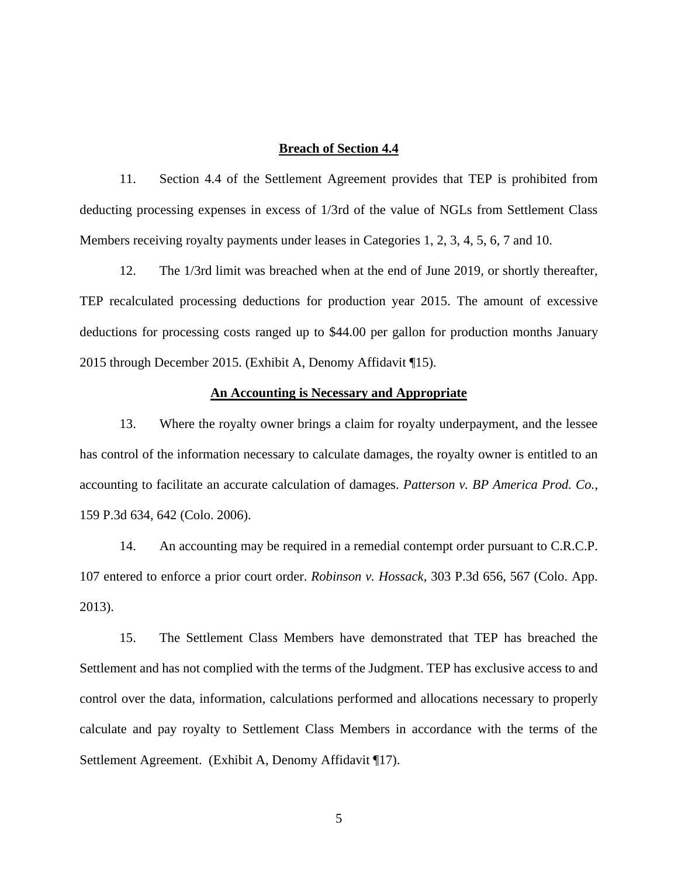**Breach of Section 4.4**

11. Section 4.4 of the Settlement Agreement provides that TEP is prohibited from deducting processing expenses in excess of 1/3rd of the value of NGLs from Settlement Class Members receiving royalty payments under leases in Categories 1, 2, 3, 4, 5, 6, 7 and 10.

12. The 1/3rd limit was breached when at the end of June 2019, or shortly thereafter, TEP recalculated processing deductions for production year 2015. The amount of excessive deductions for processing costs ranged up to $44.00 per gallon for production months January 2015 through December 2015. (Exhibit A, Denomy Affidavit ¶15).

**An Accounting is Necessary and Appropriate**

13. Where the royalty owner brings a claim for royalty underpayment, and the lessee has control of the information necessary to calculate damages, the royalty owner is entitled to an accounting to facilitate an accurate calculation of damages. *Patterson v. BP America Prod. Co.*, 159 P.3d 634, 642 (Colo. 2006).

14. An accounting may be required in a remedial contempt order pursuant to C.R.C.P. 107 entered to enforce a prior court order. *Robinson v. Hossack*, 303 P.3d 656, 567 (Colo. App. 2013).

15. The Settlement Class Members have demonstrated that TEP has breached the Settlement and has not complied with the terms of the Judgment. TEP has exclusive access to and control over the data, information, calculations performed and allocations necessary to properly calculate and pay royalty to Settlement Class Members in accordance with the terms of the Settlement Agreement. (Exhibit A, Denomy Affidavit ¶17).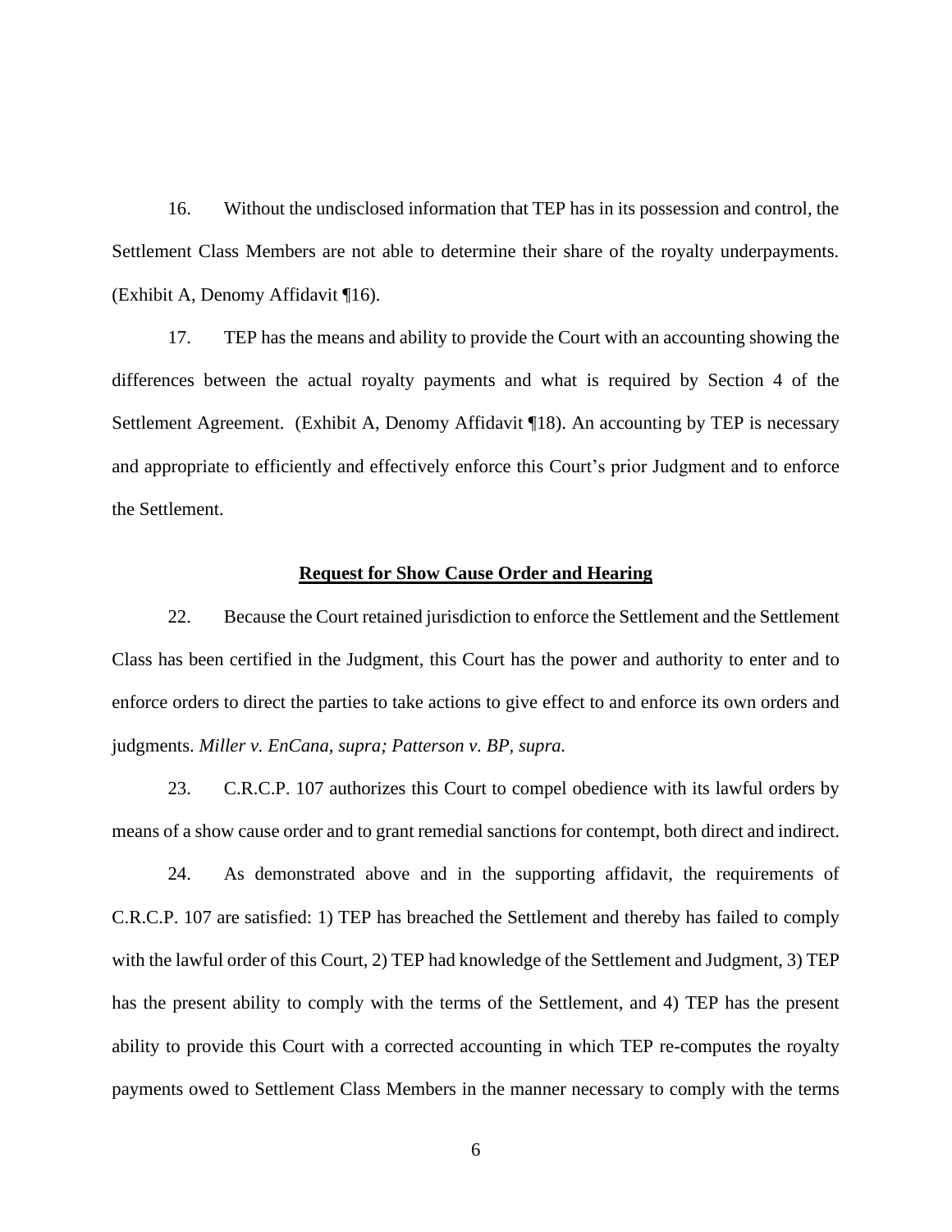16. Without the undisclosed information that TEP has in its possession and control, the Settlement Class Members are not able to determine their share of the royalty underpayments. (Exhibit A, Denomy Affidavit ¶16).

17. TEP has the means and ability to provide the Court with an accounting showing the differences between the actual royalty payments and what is required by Section 4 of the Settlement Agreement. (Exhibit A, Denomy Affidavit ¶18). An accounting by TEP is necessary and appropriate to efficiently and effectively enforce this Court's prior Judgment and to enforce the Settlement.

**<u>Request for Show Cause Order and Hearing</u>**

22. Because the Court retained jurisdiction to enforce the Settlement and the Settlement Class has been certified in the Judgment, this Court has the power and authority to enter and to enforce orders to direct the parties to take actions to give effect to and enforce its own orders and judgments. *Miller v. EnCana, supra; Patterson v. BP, supra.*

23. C.R.C.P. 107 authorizes this Court to compel obedience with its lawful orders by means of a show cause order and to grant remedial sanctions for contempt, both direct and indirect.

24. As demonstrated above and in the supporting affidavit, the requirements of C.R.C.P. 107 are satisfied: 1) TEP has breached the Settlement and thereby has failed to comply with the lawful order of this Court, 2) TEP had knowledge of the Settlement and Judgment, 3) TEP has the present ability to comply with the terms of the Settlement, and 4) TEP has the present ability to provide this Court with a corrected accounting in which TEP re-computes the royalty payments owed to Settlement Class Members in the manner necessary to comply with the terms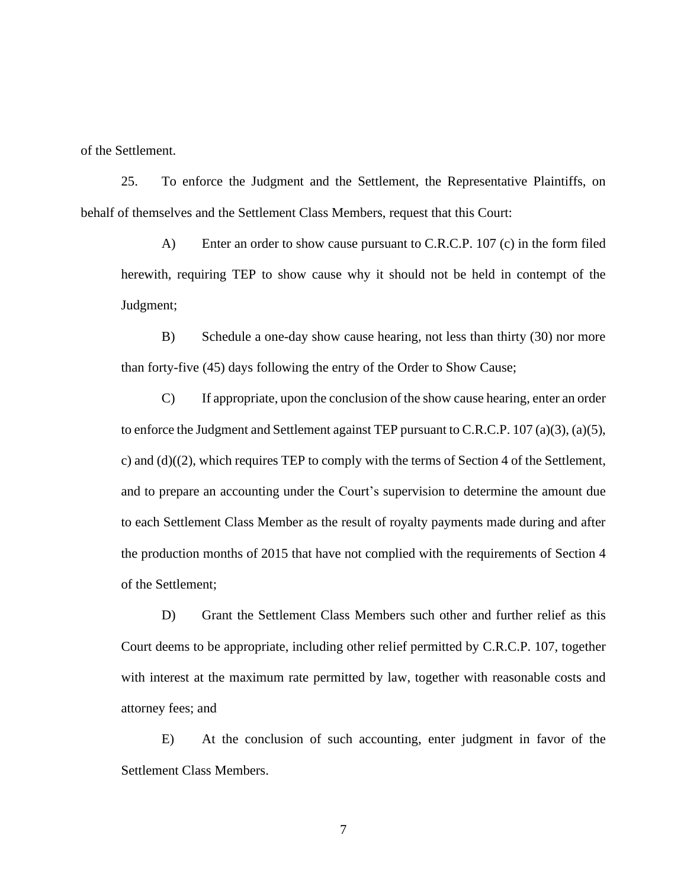of the Settlement.

25. To enforce the Judgment and the Settlement, the Representative Plaintiffs, on behalf of themselves and the Settlement Class Members, request that this Court:

A) Enter an order to show cause pursuant to C.R.C.P. 107 (c) in the form filed herewith, requiring TEP to show cause why it should not be held in contempt of the Judgment;

B) Schedule a one-day show cause hearing, not less than thirty (30) nor more than forty-five (45) days following the entry of the Order to Show Cause;

C) If appropriate, upon the conclusion of the show cause hearing, enter an order to enforce the Judgment and Settlement against TEP pursuant to C.R.C.P. 107 (a)(3), (a)(5), c) and (d)((2), which requires TEP to comply with the terms of Section 4 of the Settlement, and to prepare an accounting under the Court's supervision to determine the amount due to each Settlement Class Member as the result of royalty payments made during and after the production months of 2015 that have not complied with the requirements of Section 4 of the Settlement;

D) Grant the Settlement Class Members such other and further relief as this Court deems to be appropriate, including other relief permitted by C.R.C.P. 107, together with interest at the maximum rate permitted by law, together with reasonable costs and attorney fees; and

E) At the conclusion of such accounting, enter judgment in favor of the Settlement Class Members.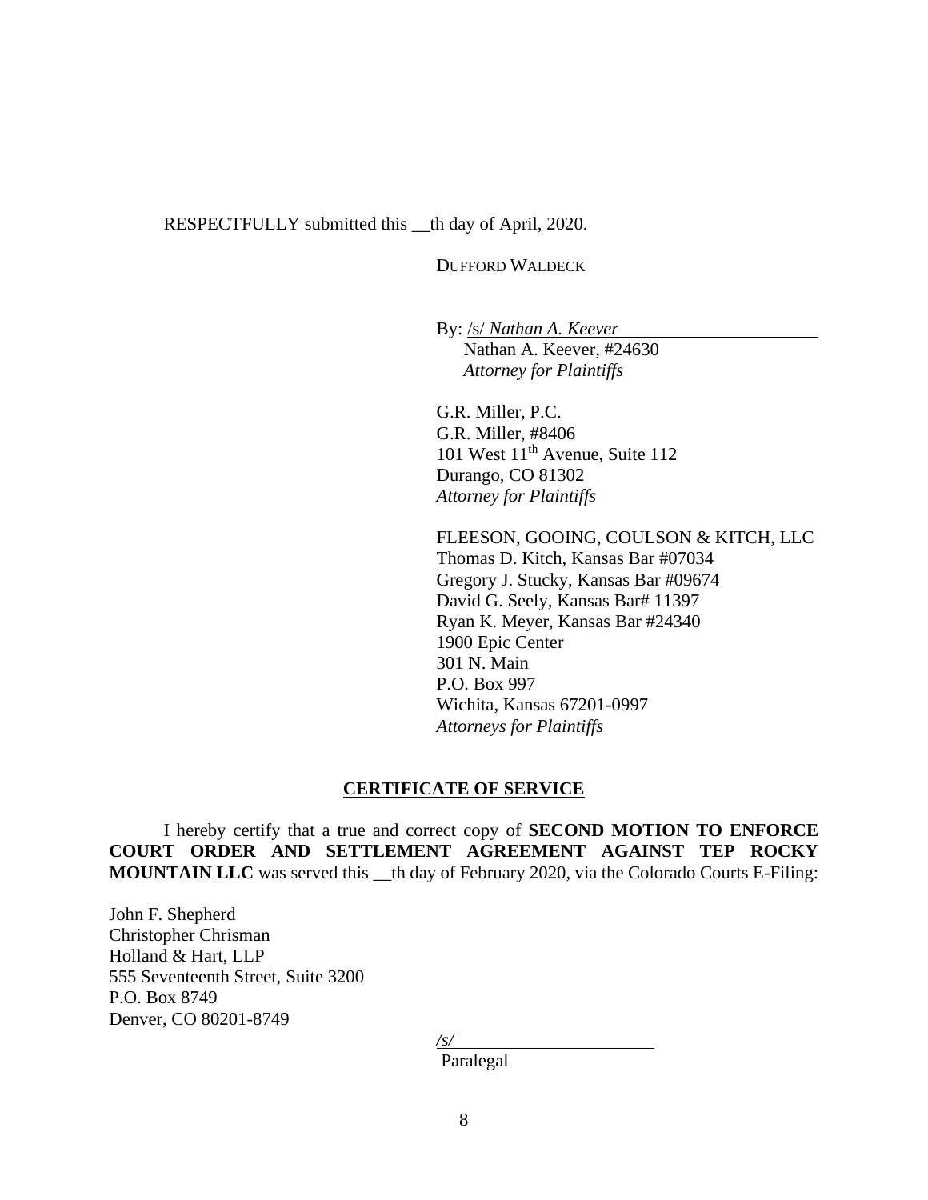RESPECTFULLY submitted this __th day of April, 2020.

DUFFORD WALDECK

By: /s/ *Nathan A. Keever*
Nathan A. Keever, #24630
*Attorney for Plaintiffs*

G.R. Miller, P.C.
G.R. Miller, #8406
101 West 11th Avenue, Suite 112
Durango, CO 81302
*Attorney for Plaintiffs*

FLEESON, GOOING, COULSON & KITCH, LLC
Thomas D. Kitch, Kansas Bar #07034
Gregory J. Stucky, Kansas Bar #09674
David G. Seely, Kansas Bar# 11397
Ryan K. Meyer, Kansas Bar #24340
1900 Epic Center
301 N. Main
P.O. Box 997
Wichita, Kansas 67201-0997
*Attorneys for Plaintiffs*

## CERTIFICATE OF SERVICE

I hereby certify that a true and correct copy of **SECOND MOTION TO ENFORCE COURT ORDER AND SETTLEMENT AGREEMENT AGAINST TEP ROCKY MOUNTAIN LLC** was served this __th day of February 2020, via the Colorado Courts E-Filing:

John F. Shepherd
Christopher Chrisman
Holland & Hart, LLP
555 Seventeenth Street, Suite 3200
P.O. Box 8749
Denver, CO 80201-8749

*/s/*
Paralegal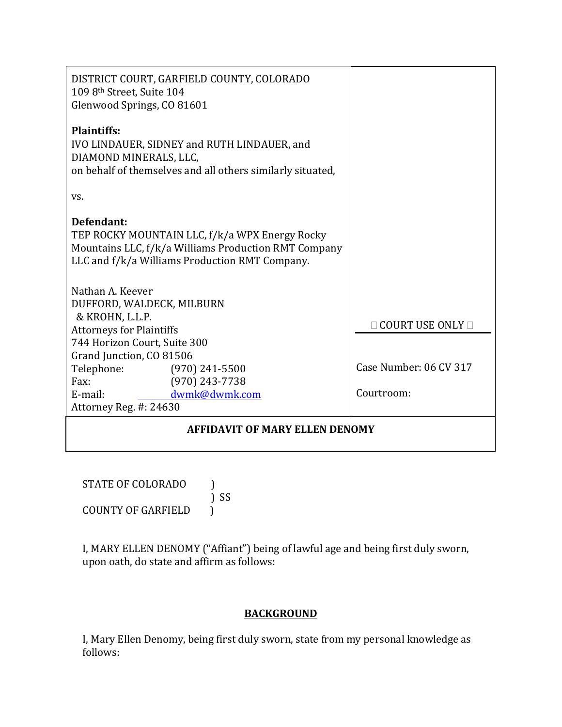| | |
|---|---|
| DISTRICT COURT, GARFIELD COUNTY, COLORADO<br>109 8th Street, Suite 104<br>Glenwood Springs, CO 81601<br><br>**Plaintiffs:**<br>IVO LINDAUER, SIDNEY and RUTH LINDAUER, and DIAMOND MINERALS, LLC,<br>on behalf of themselves and all others similarly situated,<br><br>vs.<br><br>**Defendant:**<br>TEP ROCKY MOUNTAIN LLC, f/k/a WPX Energy Rocky Mountains LLC, f/k/a Williams Production RMT Company LLC and f/k/a Williams Production RMT Company. | |
| Nathan A. Keever<br>DUFFORD, WALDECK, MILBURN & KROHN, L.L.P.<br>Attorneys for Plaintiffs<br>744 Horizon Court, Suite 300<br>Grand Junction, CO 81506<br>Telephone: (970) 241-5500<br>Fax: (970) 243-7738<br>E-mail: dwmk@dwmk.com<br>Attorney Reg. #: 24630 | COURT USE ONLY<br><br>Case Number: 06 CV 317<br><br>Courtroom: |

**AFFIDAVIT OF MARY ELLEN DENOMY**

STATE OF COLORADO )
) SS
COUNTY OF GARFIELD )

I, MARY ELLEN DENOMY ("Affiant") being of lawful age and being first duly sworn, upon oath, do state and affirm as follows:

## BACKGROUND

I, Mary Ellen Denomy, being first duly sworn, state from my personal knowledge as follows: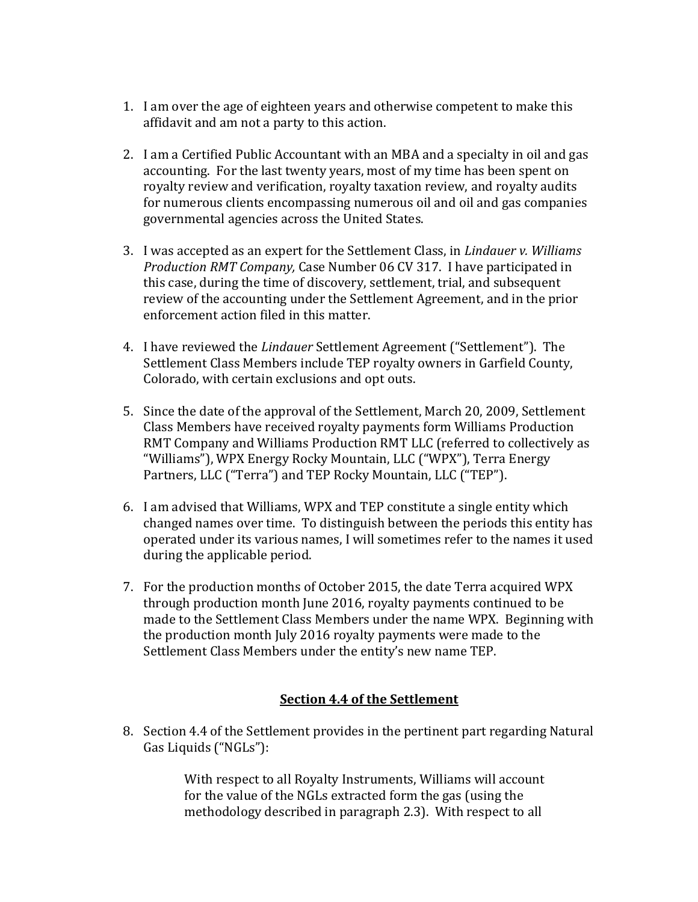1. I am over the age of eighteen years and otherwise competent to make this affidavit and am not a party to this action.

2. I am a Certified Public Accountant with an MBA and a specialty in oil and gas accounting. For the last twenty years, most of my time has been spent on royalty review and verification, royalty taxation review, and royalty audits for numerous clients encompassing numerous oil and oil and gas companies governmental agencies across the United States.

3. I was accepted as an expert for the Settlement Class, in *Lindauer v. Williams Production RMT Company,* Case Number 06 CV 317. I have participated in this case, during the time of discovery, settlement, trial, and subsequent review of the accounting under the Settlement Agreement, and in the prior enforcement action filed in this matter.

4. I have reviewed the *Lindauer* Settlement Agreement ("Settlement"). The Settlement Class Members include TEP royalty owners in Garfield County, Colorado, with certain exclusions and opt outs.

5. Since the date of the approval of the Settlement, March 20, 2009, Settlement Class Members have received royalty payments form Williams Production RMT Company and Williams Production RMT LLC (referred to collectively as "Williams"), WPX Energy Rocky Mountain, LLC ("WPX"), Terra Energy Partners, LLC ("Terra") and TEP Rocky Mountain, LLC ("TEP").

6. I am advised that Williams, WPX and TEP constitute a single entity which changed names over time. To distinguish between the periods this entity has operated under its various names, I will sometimes refer to the names it used during the applicable period.

7. For the production months of October 2015, the date Terra acquired WPX through production month June 2016, royalty payments continued to be made to the Settlement Class Members under the name WPX. Beginning with the production month July 2016 royalty payments were made to the Settlement Class Members under the entity's new name TEP.

## Section 4.4 of the Settlement

8. Section 4.4 of the Settlement provides in the pertinent part regarding Natural Gas Liquids ("NGLs"):

   > With respect to all Royalty Instruments, Williams will account for the value of the NGLs extracted form the gas (using the methodology described in paragraph 2.3). With respect to all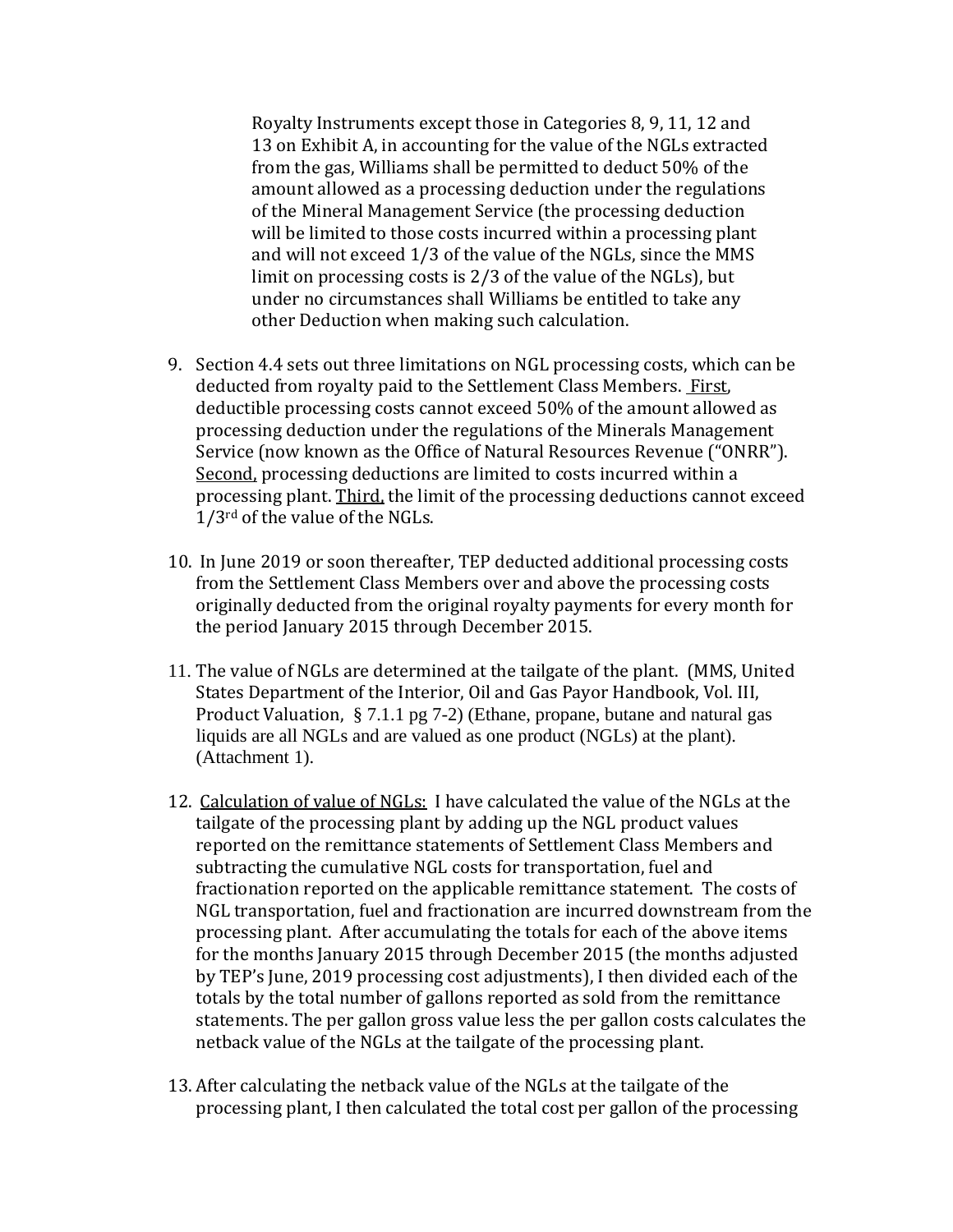Royalty Instruments except those in Categories 8, 9, 11, 12 and 13 on Exhibit A, in accounting for the value of the NGLs extracted from the gas, Williams shall be permitted to deduct 50% of the amount allowed as a processing deduction under the regulations of the Mineral Management Service (the processing deduction will be limited to those costs incurred within a processing plant and will not exceed 1/3 of the value of the NGLs, since the MMS limit on processing costs is 2/3 of the value of the NGLs), but under no circumstances shall Williams be entitled to take any other Deduction when making such calculation.

9. Section 4.4 sets out three limitations on NGL processing costs, which can be deducted from royalty paid to the Settlement Class Members. First, deductible processing costs cannot exceed 50% of the amount allowed as processing deduction under the regulations of the Minerals Management Service (now known as the Office of Natural Resources Revenue ("ONRR"). Second, processing deductions are limited to costs incurred within a processing plant. Third, the limit of the processing deductions cannot exceed 1/3rd of the value of the NGLs.

10. In June 2019 or soon thereafter, TEP deducted additional processing costs from the Settlement Class Members over and above the processing costs originally deducted from the original royalty payments for every month for the period January 2015 through December 2015.

11. The value of NGLs are determined at the tailgate of the plant. (MMS, United States Department of the Interior, Oil and Gas Payor Handbook, Vol. III, Product Valuation, § 7.1.1 pg 7-2) (Ethane, propane, butane and natural gas liquids are all NGLs and are valued as one product (NGLs) at the plant). (Attachment 1).

12. Calculation of value of NGLs: I have calculated the value of the NGLs at the tailgate of the processing plant by adding up the NGL product values reported on the remittance statements of Settlement Class Members and subtracting the cumulative NGL costs for transportation, fuel and fractionation reported on the applicable remittance statement. The costs of NGL transportation, fuel and fractionation are incurred downstream from the processing plant. After accumulating the totals for each of the above items for the months January 2015 through December 2015 (the months adjusted by TEP's June, 2019 processing cost adjustments), I then divided each of the totals by the total number of gallons reported as sold from the remittance statements. The per gallon gross value less the per gallon costs calculates the netback value of the NGLs at the tailgate of the processing plant.

13. After calculating the netback value of the NGLs at the tailgate of the processing plant, I then calculated the total cost per gallon of the processing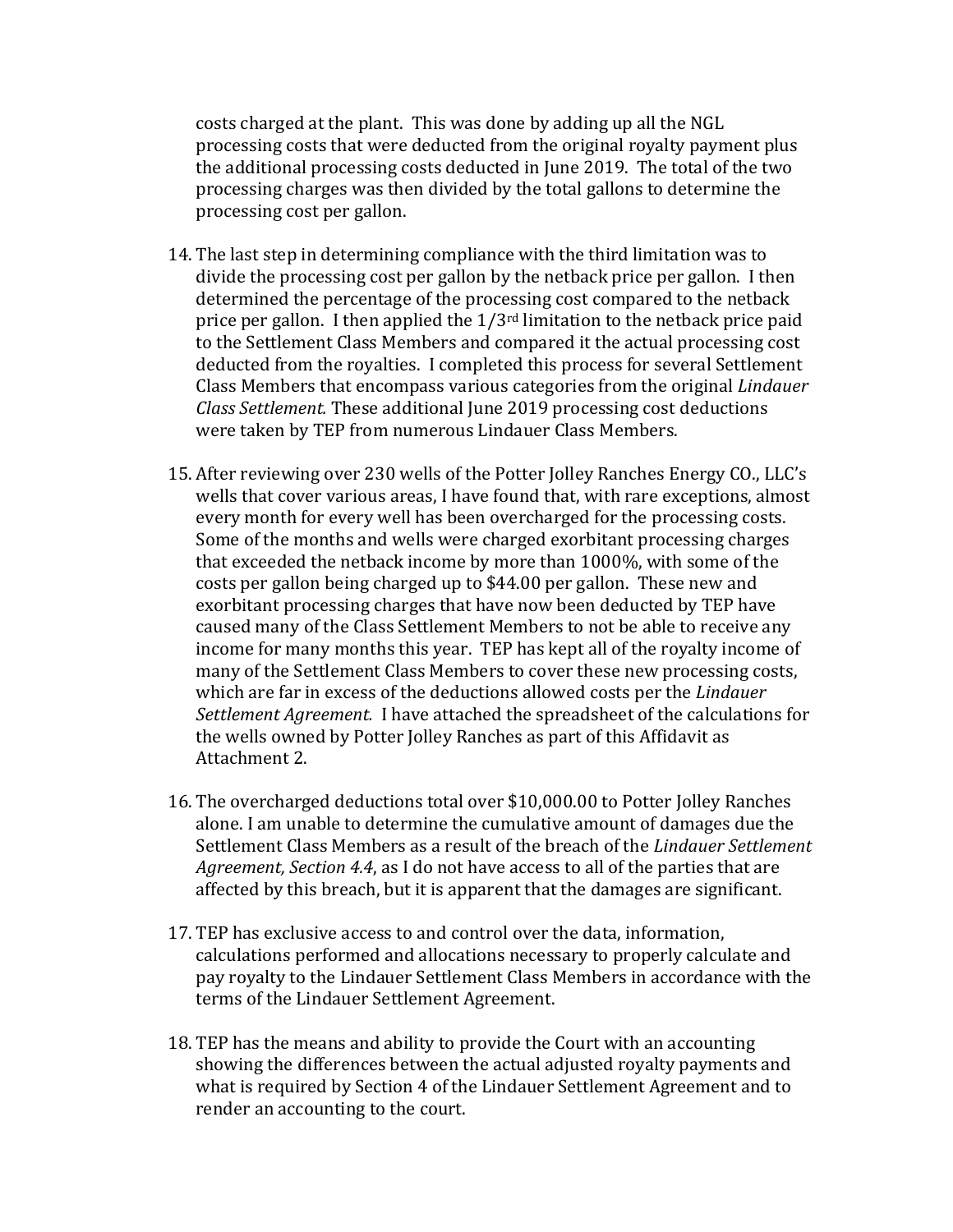costs charged at the plant. This was done by adding up all the NGL processing costs that were deducted from the original royalty payment plus the additional processing costs deducted in June 2019. The total of the two processing charges was then divided by the total gallons to determine the processing cost per gallon.

14. The last step in determining compliance with the third limitation was to divide the processing cost per gallon by the netback price per gallon. I then determined the percentage of the processing cost compared to the netback price per gallon. I then applied the 1/3rd limitation to the netback price paid to the Settlement Class Members and compared it the actual processing cost deducted from the royalties. I completed this process for several Settlement Class Members that encompass various categories from the original *Lindauer Class Settlement.* These additional June 2019 processing cost deductions were taken by TEP from numerous Lindauer Class Members.

15. After reviewing over 230 wells of the Potter Jolley Ranches Energy CO., LLC's wells that cover various areas, I have found that, with rare exceptions, almost every month for every well has been overcharged for the processing costs. Some of the months and wells were charged exorbitant processing charges that exceeded the netback income by more than 1000%, with some of the costs per gallon being charged up to $44.00 per gallon. These new and exorbitant processing charges that have now been deducted by TEP have caused many of the Class Settlement Members to not be able to receive any income for many months this year. TEP has kept all of the royalty income of many of the Settlement Class Members to cover these new processing costs, which are far in excess of the deductions allowed costs per the *Lindauer Settlement Agreement.* I have attached the spreadsheet of the calculations for the wells owned by Potter Jolley Ranches as part of this Affidavit as Attachment 2.

16. The overcharged deductions total over $10,000.00 to Potter Jolley Ranches alone. I am unable to determine the cumulative amount of damages due the Settlement Class Members as a result of the breach of the *Lindauer Settlement Agreement, Section 4.4*, as I do not have access to all of the parties that are affected by this breach, but it is apparent that the damages are significant.

17. TEP has exclusive access to and control over the data, information, calculations performed and allocations necessary to properly calculate and pay royalty to the Lindauer Settlement Class Members in accordance with the terms of the Lindauer Settlement Agreement.

18. TEP has the means and ability to provide the Court with an accounting showing the differences between the actual adjusted royalty payments and what is required by Section 4 of the Lindauer Settlement Agreement and to render an accounting to the court.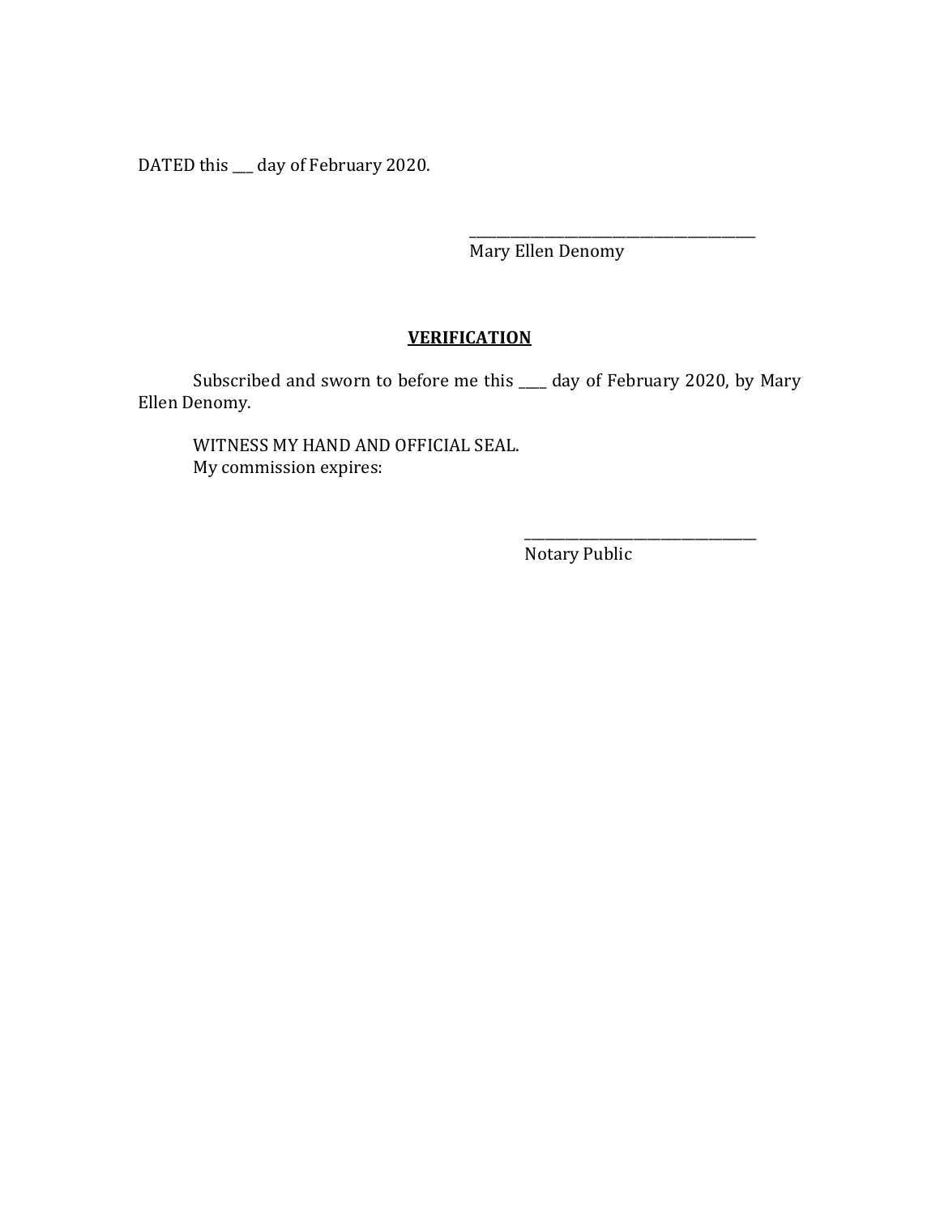DATED this ___ day of February 2020.

\_\_\_\_\_\_\_\_\_\_\_\_\_\_\_\_\_\_\_\_\_\_\_\_\_\_\_\_\_\_\_\_\_\_\_\_\_\_\_\_
Mary Ellen Denomy

**VERIFICATION**

Subscribed and sworn to before me this ____ day of February 2020, by Mary Ellen Denomy.

WITNESS MY HAND AND OFFICIAL SEAL.
My commission expires:

\_\_\_\_\_\_\_\_\_\_\_\_\_\_\_\_\_\_\_\_\_\_\_\_\_\_\_\_\_\_\_\_
Notary Public